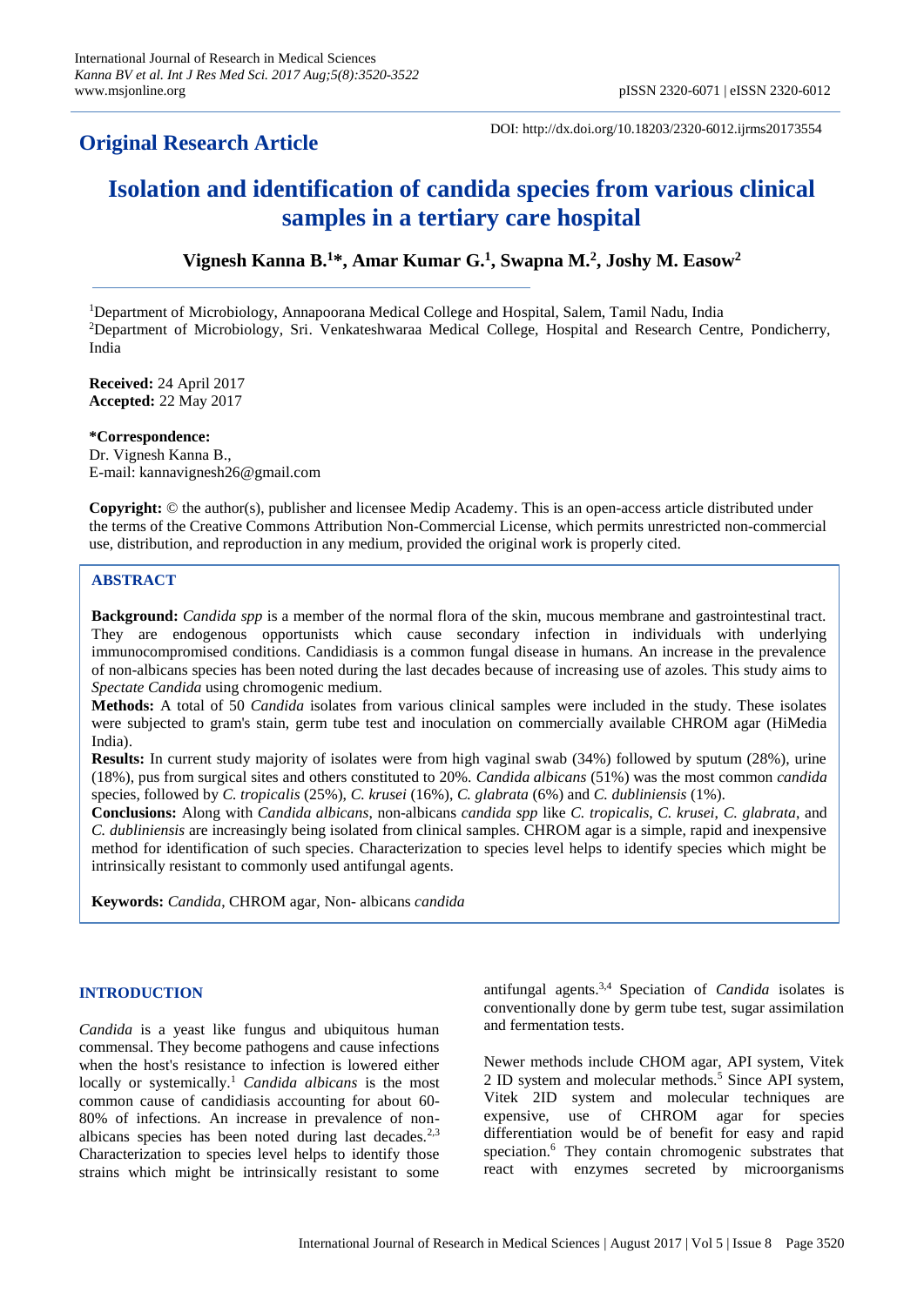## Original Research Article

DOI: http://dx.doi.org/10.18203/2320-6012.ijrms20173554

# Isolation and identification of candida species from various clinical samples in a tertiary care hospital

**Vignesh Kanna B.[1]*, Amar Kumar G.[1], Swapna M.[2], Joshy M. Easow[2]**

[1]Department of Microbiology, Annapoorana Medical College and Hospital, Salem, Tamil Nadu, India
[2]Department of Microbiology, Sri. Venkateshwaraa Medical College, Hospital and Research Centre, Pondicherry, India

**Received:** 24 April 2017
**Accepted:** 22 May 2017

**\*Correspondence:**
Dr. Vignesh Kanna B.,
E-mail: kannavignesh26@gmail.com

**Copyright:** © the author(s), publisher and licensee Medip Academy. This is an open-access article distributed under the terms of the Creative Commons Attribution Non-Commercial License, which permits unrestricted non-commercial use, distribution, and reproduction in any medium, provided the original work is properly cited.

## ABSTRACT

**Background:** *Candida spp* is a member of the normal flora of the skin, mucous membrane and gastrointestinal tract. They are endogenous opportunists which cause secondary infection in individuals with underlying immunocompromised conditions. Candidiasis is a common fungal disease in humans. An increase in the prevalence of non-albicans species has been noted during the last decades because of increasing use of azoles. This study aims to *Spectate Candida* using chromogenic medium.

**Methods:** A total of 50 *Candida* isolates from various clinical samples were included in the study. These isolates were subjected to gram's stain, germ tube test and inoculation on commercially available CHROM agar (HiMedia India).

**Results:** In current study majority of isolates were from high vaginal swab (34%) followed by sputum (28%), urine (18%), pus from surgical sites and others constituted to 20%. *Candida albicans* (51%) was the most common *candida* species, followed by *C. tropicalis* (25%), *C. krusei* (16%), *C. glabrata* (6%) and *C. dubliniensis* (1%).

**Conclusions:** Along with *Candida albicans*, non-albicans *candida spp* like *C. tropicalis*, *C. krusei*, *C. glabrata*, and *C. dubliniensis* are increasingly being isolated from clinical samples. CHROM agar is a simple, rapid and inexpensive method for identification of such species. Characterization to species level helps to identify species which might be intrinsically resistant to commonly used antifungal agents.

**Keywords:** *Candida*, CHROM agar, Non- albicans *candida*

## INTRODUCTION

*Candida* is a yeast like fungus and ubiquitous human commensal. They become pathogens and cause infections when the host's resistance to infection is lowered either locally or systemically.[1] *Candida albicans* is the most common cause of candidiasis accounting for about 60-80% of infections. An increase in prevalence of non-albicans species has been noted during last decades.[2,3] Characterization to species level helps to identify those strains which might be intrinsically resistant to some antifungal agents.[3,4] Speciation of *Candida* isolates is conventionally done by germ tube test, sugar assimilation and fermentation tests.

Newer methods include CHOM agar, API system, Vitek 2 ID system and molecular methods.[5] Since API system, Vitek 2ID system and molecular techniques are expensive, use of CHROM agar for species differentiation would be of benefit for easy and rapid speciation.[6] They contain chromogenic substrates that react with enzymes secreted by microorganisms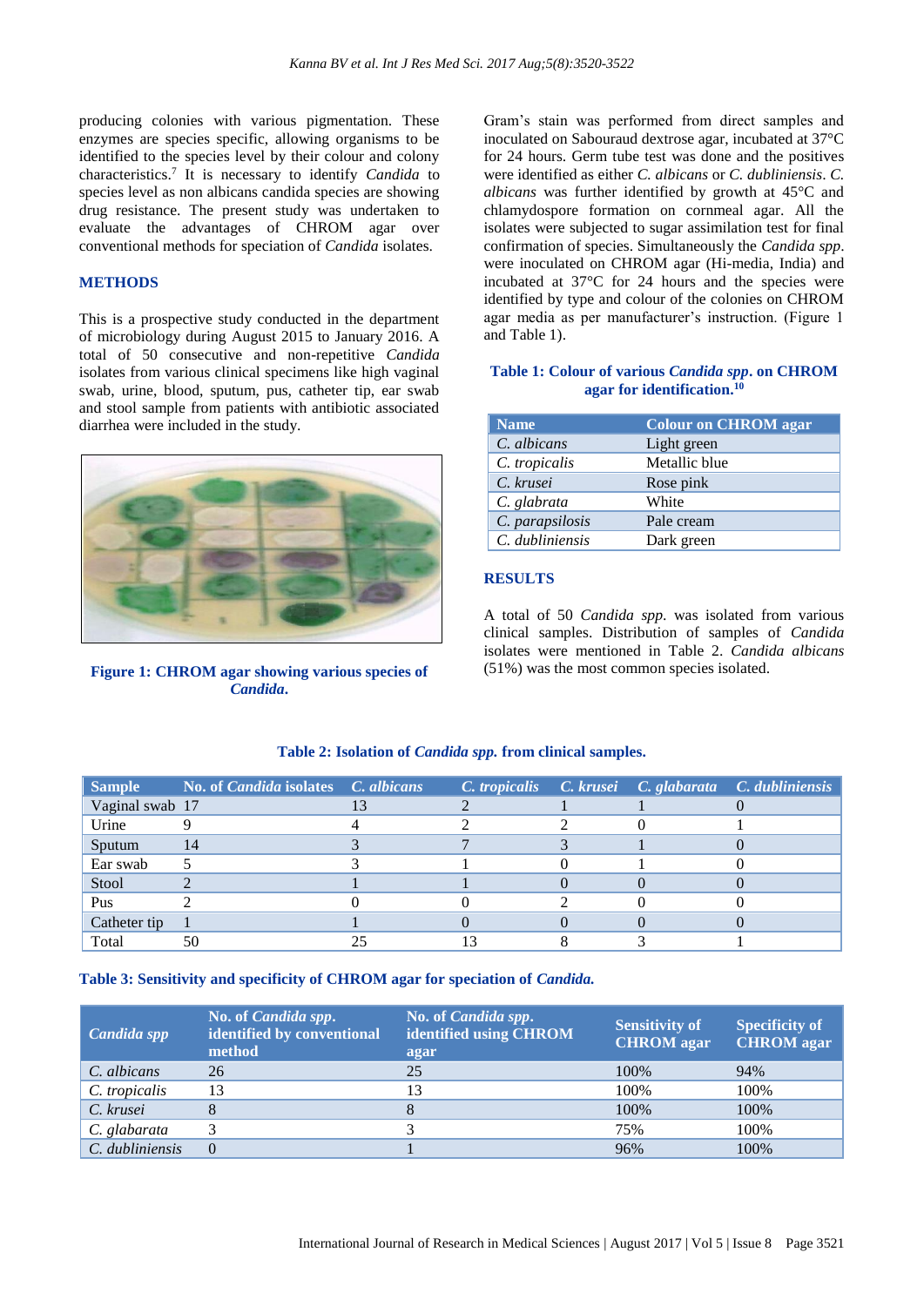producing colonies with various pigmentation. These enzymes are species specific, allowing organisms to be identified to the species level by their colour and colony characteristics.[7] It is necessary to identify *Candida* to species level as non albicans candida species are showing drug resistance. The present study was undertaken to evaluate the advantages of CHROM agar over conventional methods for speciation of *Candida* isolates.

## METHODS

This is a prospective study conducted in the department of microbiology during August 2015 to January 2016. A total of 50 consecutive and non-repetitive *Candida* isolates from various clinical specimens like high vaginal swab, urine, blood, sputum, pus, catheter tip, ear swab and stool sample from patients with antibiotic associated diarrhea were included in the study.

**Figure 1: CHROM agar showing various species of *Candida*.**

Gram's stain was performed from direct samples and inoculated on Sabouraud dextrose agar, incubated at 37°C for 24 hours. Germ tube test was done and the positives were identified as either *C. albicans* or *C. dubliniensis*. *C. albicans* was further identified by growth at 45°C and chlamydospore formation on cornmeal agar. All the isolates were subjected to sugar assimilation test for final confirmation of species. Simultaneously the *Candida spp*. were inoculated on CHROM agar (Hi-media, India) and incubated at 37°C for 24 hours and the species were identified by type and colour of the colonies on CHROM agar media as per manufacturer's instruction. (Figure 1 and Table 1).

**Table 1: Colour of various *Candida spp*. on CHROM agar for identification.[10]**

| Name | Colour on CHROM agar |
|---|---|
| *C. albicans* | Light green |
| *C. tropicalis* | Metallic blue |
| *C. krusei* | Rose pink |
| *C. glabrata* | White |
| *C. parapsilosis* | Pale cream |
| *C. dubliniensis* | Dark green |

## RESULTS

A total of 50 *Candida spp.* was isolated from various clinical samples. Distribution of samples of *Candida* isolates were mentioned in Table 2. *Candida albicans* (51%) was the most common species isolated.

**Table 2: Isolation of *Candida spp.* from clinical samples.**

| Sample | No. of *Candida* isolates | *C. albicans* | *C. tropicalis* | *C. krusei* | *C. glabarata* | *C. dubliniensis* |
|---|---|---|---|---|---|---|
| Vaginal swab | 17 | 13 | 2 | 1 | 1 | 0 |
| Urine | 9 | 4 | 2 | 2 | 0 | 1 |
| Sputum | 14 | 3 | 7 | 3 | 1 | 0 |
| Ear swab | 5 | 3 | 1 | 0 | 1 | 0 |
| Stool | 2 | 1 | 1 | 0 | 0 | 0 |
| Pus | 2 | 0 | 0 | 2 | 0 | 0 |
| Catheter tip | 1 | 1 | 0 | 0 | 0 | 0 |
| Total | 50 | 25 | 13 | 8 | 3 | 1 |

**Table 3: Sensitivity and specificity of CHROM agar for speciation of *Candida*.**

| *Candida spp* | No. of *Candida spp*. identified by conventional method | No. of *Candida spp*. identified using CHROM agar | Sensitivity of CHROM agar | Specificity of CHROM agar |
|---|---|---|---|---|
| *C. albicans* | 26 | 25 | 100% | 94% |
| *C. tropicalis* | 13 | 13 | 100% | 100% |
| *C. krusei* | 8 | 8 | 100% | 100% |
| *C. glabarata* | 3 | 3 | 75% | 100% |
| *C. dubliniensis* | 0 | 1 | 96% | 100% |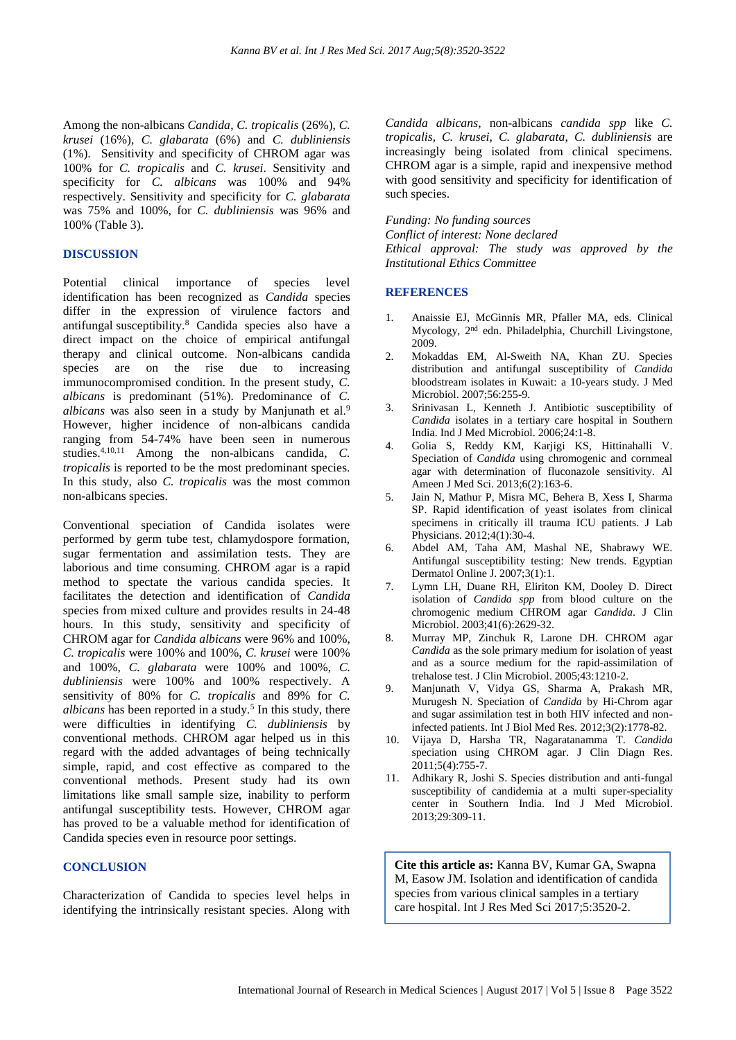Among the non-albicans *Candida*, *C. tropicalis* (26%), *C. krusei* (16%), *C. glabarata* (6%) and *C. dubliniensis* (1%). Sensitivity and specificity of CHROM agar was 100% for *C. tropicalis* and *C. krusei*. Sensitivity and specificity for *C. albicans* was 100% and 94% respectively. Sensitivity and specificity for *C. glabarata* was 75% and 100%, for *C. dubliniensis* was 96% and 100% (Table 3).

## DISCUSSION

Potential clinical importance of species level identification has been recognized as *Candida* species differ in the expression of virulence factors and antifungal susceptibility.[8] Candida species also have a direct impact on the choice of empirical antifungal therapy and clinical outcome. Non-albicans candida species are on the rise due to increasing immunocompromised condition. In the present study, *C. albicans* is predominant (51%). Predominance of *C. albicans* was also seen in a study by Manjunath et al.[9] However, higher incidence of non-albicans candida ranging from 54-74% have been seen in numerous studies.[4,10,11] Among the non-albicans candida, *C. tropicalis* is reported to be the most predominant species. In this study, also *C. tropicalis* was the most common non-albicans species.

Conventional speciation of Candida isolates were performed by germ tube test, chlamydospore formation, sugar fermentation and assimilation tests. They are laborious and time consuming. CHROM agar is a rapid method to spectate the various candida species. It facilitates the detection and identification of *Candida* species from mixed culture and provides results in 24-48 hours. In this study, sensitivity and specificity of CHROM agar for *Candida albicans* were 96% and 100%, *C. tropicalis* were 100% and 100%, *C. krusei* were 100% and 100%, *C. glabarata* were 100% and 100%, *C. dubliniensis* were 100% and 100% respectively. A sensitivity of 80% for *C. tropicalis* and 89% for *C. albicans* has been reported in a study.[5] In this study, there were difficulties in identifying *C. dubliniensis* by conventional methods. CHROM agar helped us in this regard with the added advantages of being technically simple, rapid, and cost effective as compared to the conventional methods. Present study had its own limitations like small sample size, inability to perform antifungal susceptibility tests. However, CHROM agar has proved to be a valuable method for identification of Candida species even in resource poor settings.

## CONCLUSION

Characterization of Candida to species level helps in identifying the intrinsically resistant species. Along with *Candida albicans*, non-albicans *candida spp* like *C. tropicalis*, *C. krusei*, *C. glabarata*, *C. dubliniensis* are increasingly being isolated from clinical specimens. CHROM agar is a simple, rapid and inexpensive method with good sensitivity and specificity for identification of such species.

*Funding: No funding sources*
*Conflict of interest: None declared*
*Ethical approval: The study was approved by the Institutional Ethics Committee*

## REFERENCES

1. Anaissie EJ, McGinnis MR, Pfaller MA, eds. Clinical Mycology, 2nd edn. Philadelphia, Churchill Livingstone, 2009.
2. Mokaddas EM, Al-Sweith NA, Khan ZU. Species distribution and antifungal susceptibility of *Candida* bloodstream isolates in Kuwait: a 10-years study. J Med Microbiol. 2007;56:255-9.
3. Srinivasan L, Kenneth J. Antibiotic susceptibility of *Candida* isolates in a tertiary care hospital in Southern India. Ind J Med Microbiol. 2006;24:1-8.
4. Golia S, Reddy KM, Karjigi KS, Hittinahalli V. Speciation of *Candida* using chromogenic and cornmeal agar with determination of fluconazole sensitivity. Al Ameen J Med Sci. 2013;6(2):163-6.
5. Jain N, Mathur P, Misra MC, Behera B, Xess I, Sharma SP. Rapid identification of yeast isolates from clinical specimens in critically ill trauma ICU patients. J Lab Physicians. 2012;4(1):30-4.
6. Abdel AM, Taha AM, Mashal NE, Shabrawy WE. Antifungal susceptibility testing: New trends. Egyptian Dermatol Online J. 2007;3(1):1.
7. Lymn LH, Duane RH, Eliriton KM, Dooley D. Direct isolation of *Candida spp* from blood culture on the chromogenic medium CHROM agar *Candida*. J Clin Microbiol. 2003;41(6):2629-32.
8. Murray MP, Zinchuk R, Larone DH. CHROM agar *Candida* as the sole primary medium for isolation of yeast and as a source medium for the rapid-assimilation of trehalose test. J Clin Microbiol. 2005;43:1210-2.
9. Manjunath V, Vidya GS, Sharma A, Prakash MR, Murugesh N. Speciation of *Candida* by Hi-Chrom agar and sugar assimilation test in both HIV infected and non-infected patients. Int J Biol Med Res. 2012;3(2):1778-82.
10. Vijaya D, Harsha TR, Nagaratanamma T. *Candida* speciation using CHROM agar. J Clin Diagn Res. 2011;5(4):755-7.
11. Adhikary R, Joshi S. Species distribution and anti-fungal susceptibility of candidemia at a multi super-speciality center in Southern India. Ind J Med Microbiol. 2013;29:309-11.

**Cite this article as:** Kanna BV, Kumar GA, Swapna M, Easow JM. Isolation and identification of candida species from various clinical samples in a tertiary care hospital. Int J Res Med Sci 2017;5:3520-2.